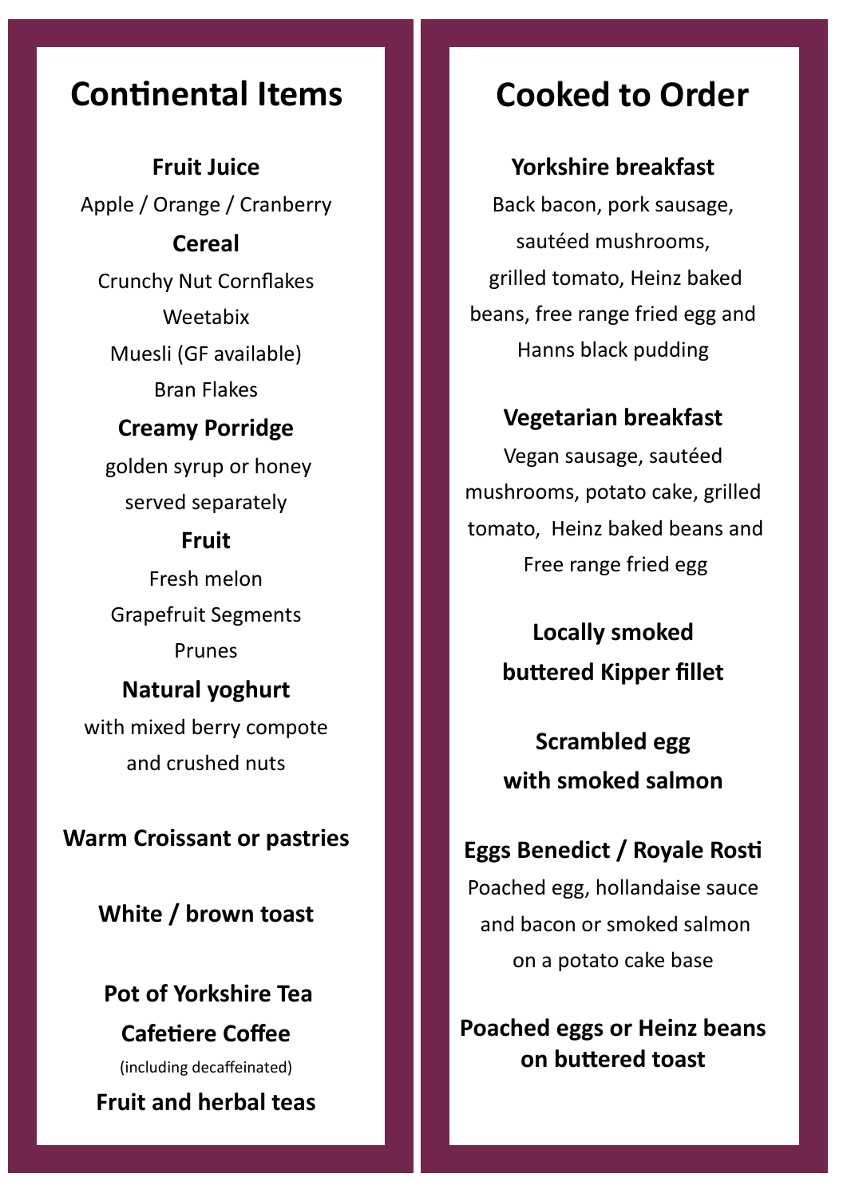# Continental Items

**Fruit Juice**

Apple / Orange / Cranberry

**Cereal**

Crunchy Nut Cornflakes

Weetabix

Muesli (GF available)

Bran Flakes

**Creamy Porridge**

golden syrup or honey served separately

**Fruit**

Fresh melon

Grapefruit Segments

Prunes

**Natural yoghurt**

with mixed berry compote and crushed nuts

**Warm Croissant or pastries**

**White / brown toast**

**Pot of Yorkshire Tea**

**Cafetiere Coffee**

(including decaffeinated)

**Fruit and herbal teas**

# Cooked to Order

**Yorkshire breakfast**

Back bacon, pork sausage, sautéed mushrooms, grilled tomato, Heinz baked beans, free range fried egg and Hanns black pudding

**Vegetarian breakfast**

Vegan sausage, sautéed mushrooms, potato cake, grilled tomato, Heinz baked beans and Free range fried egg

**Locally smoked buttered Kipper fillet**

**Scrambled egg with smoked salmon**

**Eggs Benedict / Royale Rosti**

Poached egg, hollandaise sauce and bacon or smoked salmon on a potato cake base

**Poached eggs or Heinz beans on buttered toast**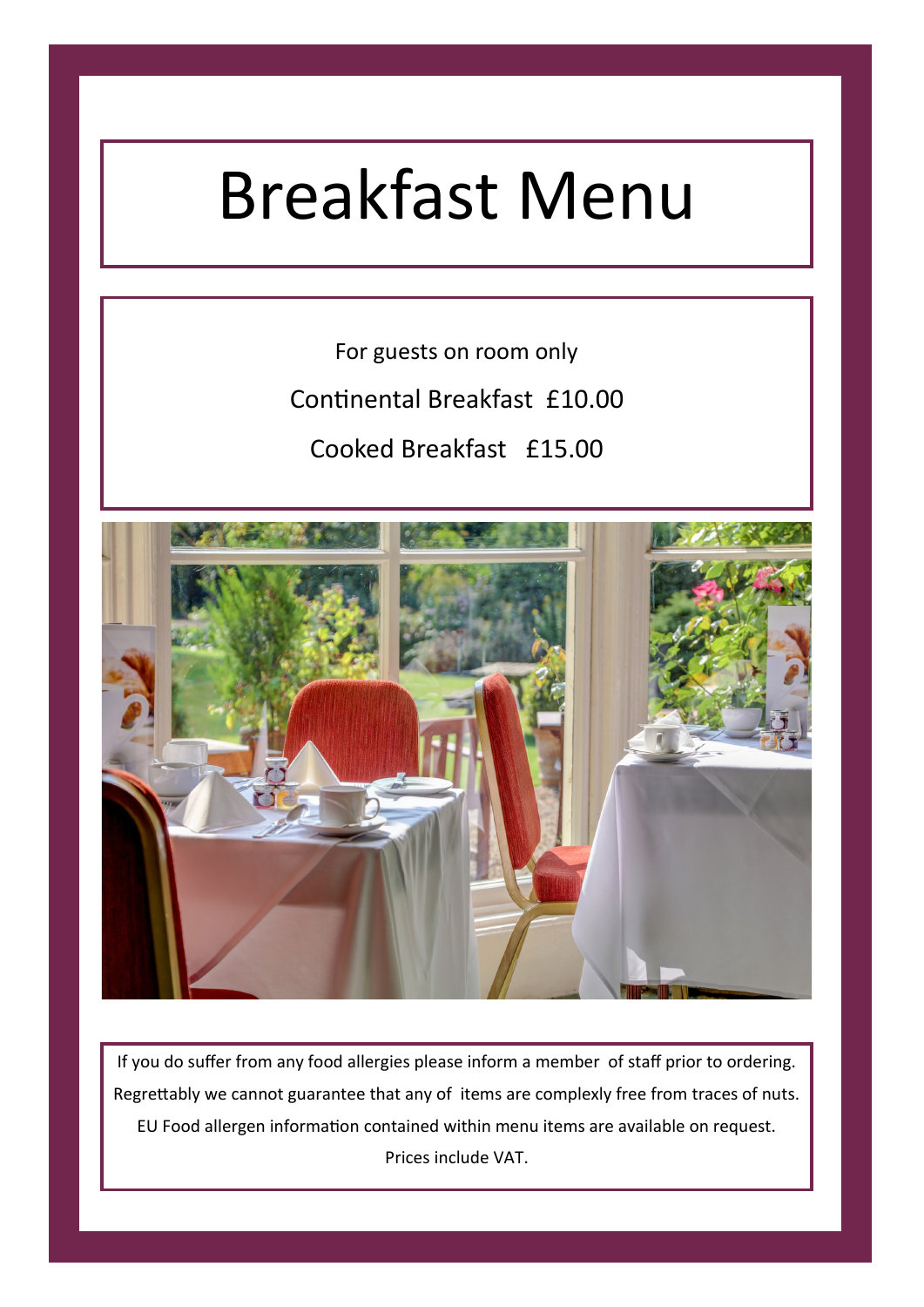# Breakfast Menu

For guests on room only

Continental Breakfast £10.00

Cooked Breakfast £15.00

If you do suffer from any food allergies please inform a member of staff prior to ordering.

Regrettably we cannot guarantee that any of items are complexly free from traces of nuts.

EU Food allergen information contained within menu items are available on request.

Prices include VAT.